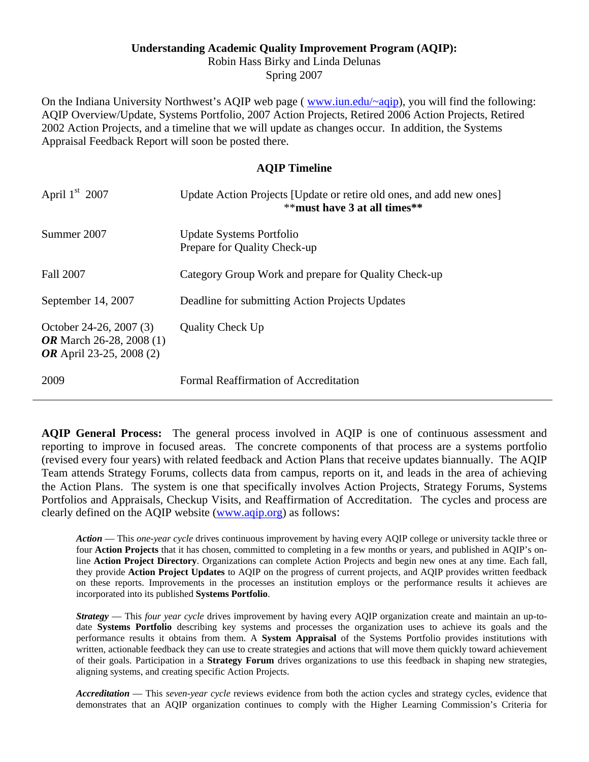# Understanding Academic Quality Improvement Program (AQIP):

Robin Hass Birky and Linda Delunas
Spring 2007

On the Indiana University Northwest's AQIP web page ( www.iun.edu/~aqip), you will find the following: AQIP Overview/Update, Systems Portfolio, 2007 Action Projects, Retired 2006 Action Projects, Retired 2002 Action Projects, and a timeline that we will update as changes occur. In addition, the Systems Appraisal Feedback Report will soon be posted there.

## AQIP Timeline

| | |
|---|---|
| April 1st 2007 | Update Action Projects [Update or retire old ones, and add new ones] **\*\*must have 3 at all times\*\*** |
| Summer 2007 | Update Systems Portfolio<br>Prepare for Quality Check-up |
| Fall 2007 | Category Group Work and prepare for Quality Check-up |
| September 14, 2007 | Deadline for submitting Action Projects Updates |
| October 24-26, 2007 (3)<br>***OR*** March 26-28, 2008 (1)<br>***OR*** April 23-25, 2008 (2) | Quality Check Up |
| 2009 | Formal Reaffirmation of Accreditation |

---

**AQIP General Process:** The general process involved in AQIP is one of continuous assessment and reporting to improve in focused areas. The concrete components of that process are a systems portfolio (revised every four years) with related feedback and Action Plans that receive updates biannually. The AQIP Team attends Strategy Forums, collects data from campus, reports on it, and leads in the area of achieving the Action Plans. The system is one that specifically involves Action Projects, Strategy Forums, Systems Portfolios and Appraisals, Checkup Visits, and Reaffirmation of Accreditation. The cycles and process are clearly defined on the AQIP website (www.aqip.org) as follows:

> ***Action*** — This *one-year cycle* drives continuous improvement by having every AQIP college or university tackle three or four **Action Projects** that it has chosen, committed to completing in a few months or years, and published in AQIP's on-line **Action Project Directory**. Organizations can complete Action Projects and begin new ones at any time. Each fall, they provide **Action Project Updates** to AQIP on the progress of current projects, and AQIP provides written feedback on these reports. Improvements in the processes an institution employs or the performance results it achieves are incorporated into its published **Systems Portfolio**.
>
> ***Strategy*** — This *four year cycle* drives improvement by having every AQIP organization create and maintain an up-to-date **Systems Portfolio** describing key systems and processes the organization uses to achieve its goals and the performance results it obtains from them. A **System Appraisal** of the Systems Portfolio provides institutions with written, actionable feedback they can use to create strategies and actions that will move them quickly toward achievement of their goals. Participation in a **Strategy Forum** drives organizations to use this feedback in shaping new strategies, aligning systems, and creating specific Action Projects.
>
> ***Accreditation*** — This *seven-year cycle* reviews evidence from both the action cycles and strategy cycles, evidence that demonstrates that an AQIP organization continues to comply with the Higher Learning Commission's Criteria for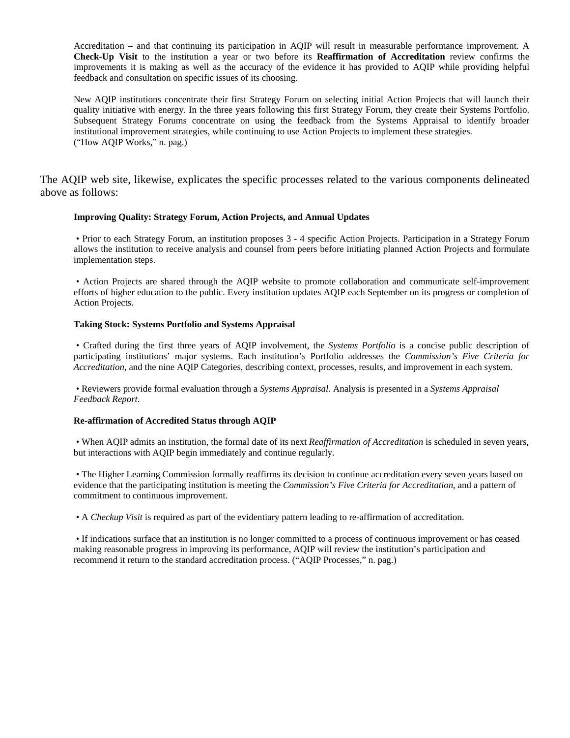Accreditation – and that continuing its participation in AQIP will result in measurable performance improvement. A **Check-Up Visit** to the institution a year or two before its **Reaffirmation of Accreditation** review confirms the improvements it is making as well as the accuracy of the evidence it has provided to AQIP while providing helpful feedback and consultation on specific issues of its choosing.

New AQIP institutions concentrate their first Strategy Forum on selecting initial Action Projects that will launch their quality initiative with energy. In the three years following this first Strategy Forum, they create their Systems Portfolio. Subsequent Strategy Forums concentrate on using the feedback from the Systems Appraisal to identify broader institutional improvement strategies, while continuing to use Action Projects to implement these strategies.
("How AQIP Works," n. pag.)

The AQIP web site, likewise, explicates the specific processes related to the various components delineated above as follows:

**Improving Quality: Strategy Forum, Action Projects, and Annual Updates**

• Prior to each Strategy Forum, an institution proposes 3 - 4 specific Action Projects. Participation in a Strategy Forum allows the institution to receive analysis and counsel from peers before initiating planned Action Projects and formulate implementation steps.

• Action Projects are shared through the AQIP website to promote collaboration and communicate self-improvement efforts of higher education to the public. Every institution updates AQIP each September on its progress or completion of Action Projects.

**Taking Stock: Systems Portfolio and Systems Appraisal**

• Crafted during the first three years of AQIP involvement, the *Systems Portfolio* is a concise public description of participating institutions' major systems. Each institution's Portfolio addresses the *Commission's Five Criteria for Accreditation*, and the nine AQIP Categories, describing context, processes, results, and improvement in each system.

• Reviewers provide formal evaluation through a *Systems Appraisal*. Analysis is presented in a *Systems Appraisal Feedback Report*.

**Re-affirmation of Accredited Status through AQIP**

• When AQIP admits an institution, the formal date of its next *Reaffirmation of Accreditation* is scheduled in seven years, but interactions with AQIP begin immediately and continue regularly.

• The Higher Learning Commission formally reaffirms its decision to continue accreditation every seven years based on evidence that the participating institution is meeting the *Commission's Five Criteria for Accreditation*, and a pattern of commitment to continuous improvement.

• A *Checkup Visit* is required as part of the evidentiary pattern leading to re-affirmation of accreditation.

• If indications surface that an institution is no longer committed to a process of continuous improvement or has ceased making reasonable progress in improving its performance, AQIP will review the institution's participation and recommend it return to the standard accreditation process. ("AQIP Processes," n. pag.)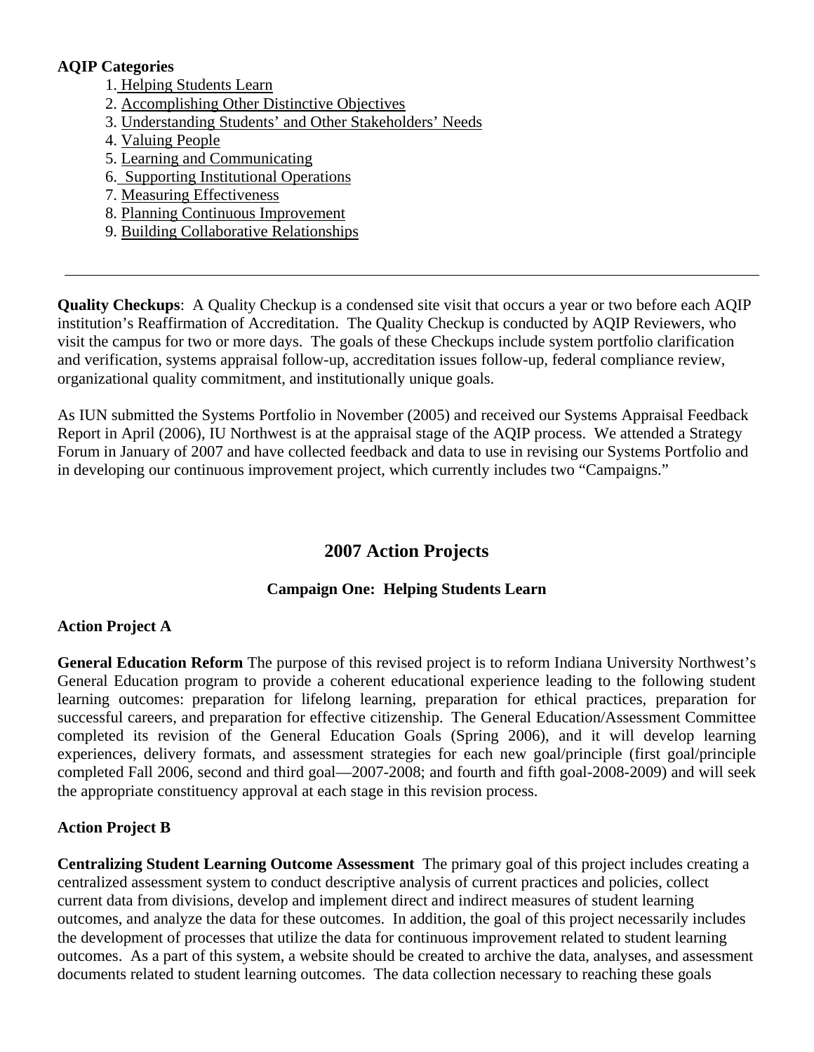**AQIP Categories**

1. Helping Students Learn
2. Accomplishing Other Distinctive Objectives
3. Understanding Students' and Other Stakeholders' Needs
4. Valuing People
5. Learning and Communicating
6. Supporting Institutional Operations
7. Measuring Effectiveness
8. Planning Continuous Improvement
9. Building Collaborative Relationships

---

**Quality Checkups**: A Quality Checkup is a condensed site visit that occurs a year or two before each AQIP institution's Reaffirmation of Accreditation. The Quality Checkup is conducted by AQIP Reviewers, who visit the campus for two or more days. The goals of these Checkups include system portfolio clarification and verification, systems appraisal follow-up, accreditation issues follow-up, federal compliance review, organizational quality commitment, and institutionally unique goals.

As IUN submitted the Systems Portfolio in November (2005) and received our Systems Appraisal Feedback Report in April (2006), IU Northwest is at the appraisal stage of the AQIP process. We attended a Strategy Forum in January of 2007 and have collected feedback and data to use in revising our Systems Portfolio and in developing our continuous improvement project, which currently includes two "Campaigns."

## 2007 Action Projects

### Campaign One: Helping Students Learn

**Action Project A**

**General Education Reform** The purpose of this revised project is to reform Indiana University Northwest's General Education program to provide a coherent educational experience leading to the following student learning outcomes: preparation for lifelong learning, preparation for ethical practices, preparation for successful careers, and preparation for effective citizenship. The General Education/Assessment Committee completed its revision of the General Education Goals (Spring 2006), and it will develop learning experiences, delivery formats, and assessment strategies for each new goal/principle (first goal/principle completed Fall 2006, second and third goal—2007-2008; and fourth and fifth goal-2008-2009) and will seek the appropriate constituency approval at each stage in this revision process.

**Action Project B**

**Centralizing Student Learning Outcome Assessment** The primary goal of this project includes creating a centralized assessment system to conduct descriptive analysis of current practices and policies, collect current data from divisions, develop and implement direct and indirect measures of student learning outcomes, and analyze the data for these outcomes. In addition, the goal of this project necessarily includes the development of processes that utilize the data for continuous improvement related to student learning outcomes. As a part of this system, a website should be created to archive the data, analyses, and assessment documents related to student learning outcomes. The data collection necessary to reaching these goals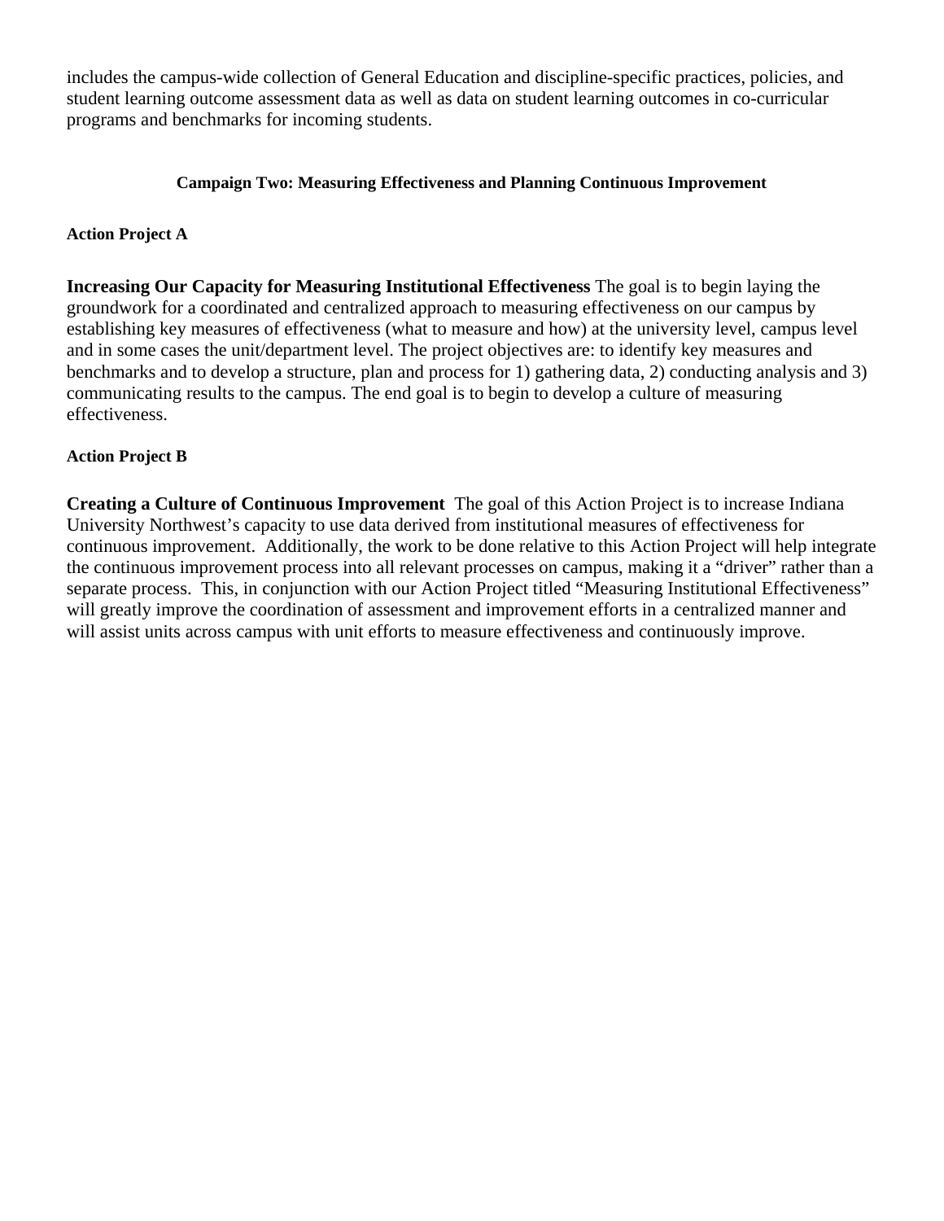includes the campus-wide collection of General Education and discipline-specific practices, policies, and student learning outcome assessment data as well as data on student learning outcomes in co-curricular programs and benchmarks for incoming students.

### Campaign Two: Measuring Effectiveness and Planning Continuous Improvement

#### Action Project A

**Increasing Our Capacity for Measuring Institutional Effectiveness** The goal is to begin laying the groundwork for a coordinated and centralized approach to measuring effectiveness on our campus by establishing key measures of effectiveness (what to measure and how) at the university level, campus level and in some cases the unit/department level. The project objectives are: to identify key measures and benchmarks and to develop a structure, plan and process for 1) gathering data, 2) conducting analysis and 3) communicating results to the campus. The end goal is to begin to develop a culture of measuring effectiveness.

#### Action Project B

**Creating a Culture of Continuous Improvement** The goal of this Action Project is to increase Indiana University Northwest's capacity to use data derived from institutional measures of effectiveness for continuous improvement. Additionally, the work to be done relative to this Action Project will help integrate the continuous improvement process into all relevant processes on campus, making it a "driver" rather than a separate process. This, in conjunction with our Action Project titled "Measuring Institutional Effectiveness" will greatly improve the coordination of assessment and improvement efforts in a centralized manner and will assist units across campus with unit efforts to measure effectiveness and continuously improve.